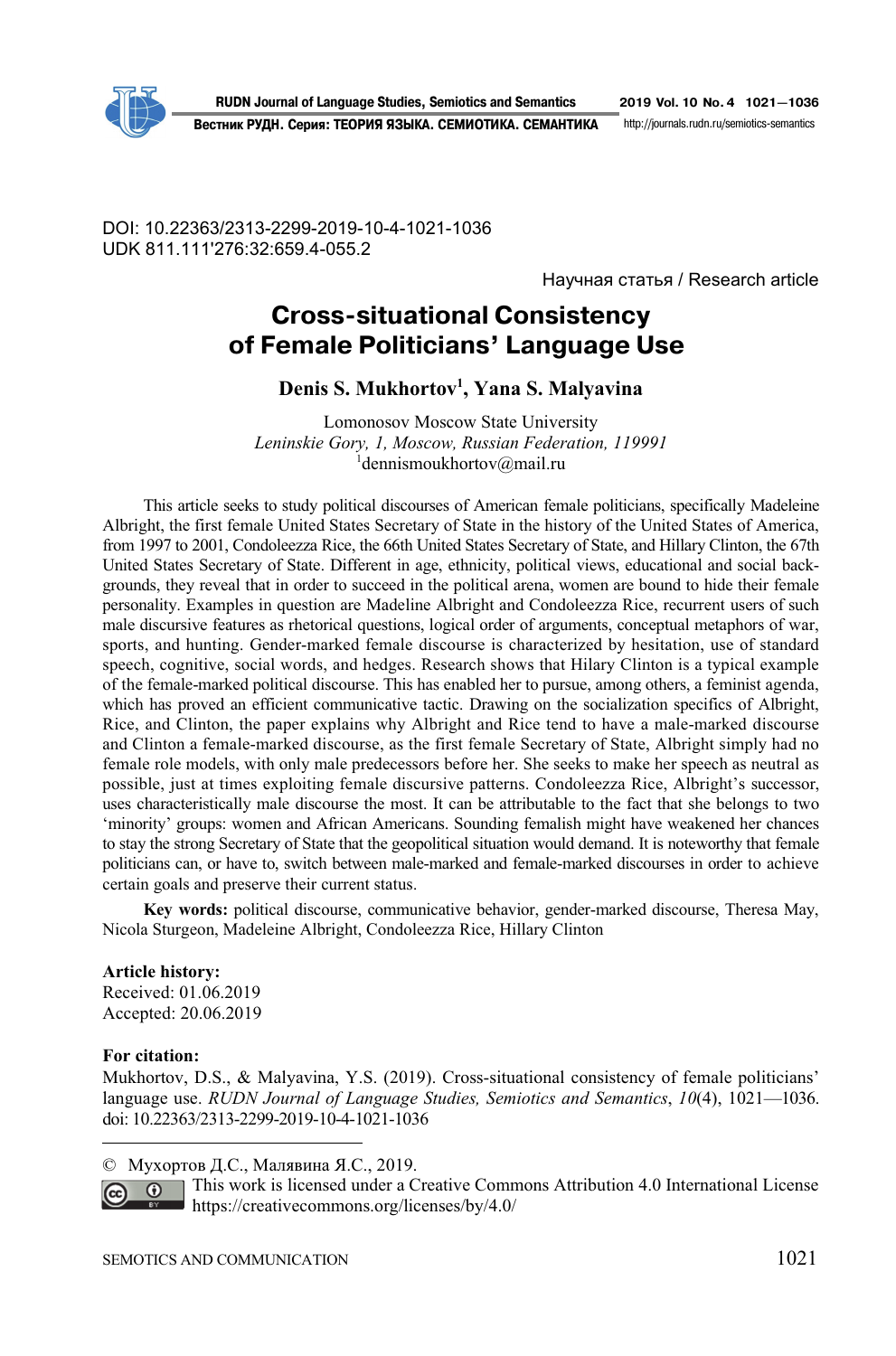DOI: 10.22363/2313-2299-2019-10-4-1021-1036
UDK 811.111'276:32:659.4-055.2

Научная статья / Research article

# Cross-situational Consistency of Female Politicians' Language Use

**Denis S. Mukhortov[1], Yana S. Malyavina**

Lomonosov Moscow State University
*Leninskie Gory, 1, Moscow, Russian Federation, 119991*
[1]dennismoukhortov@mail.ru

This article seeks to study political discourses of American female politicians, specifically Madeleine Albright, the first female United States Secretary of State in the history of the United States of America, from 1997 to 2001, Condoleezza Rice, the 66th United States Secretary of State, and Hillary Clinton, the 67th United States Secretary of State. Different in age, ethnicity, political views, educational and social backgrounds, they reveal that in order to succeed in the political arena, women are bound to hide their female personality. Examples in question are Madeline Albright and Condoleezza Rice, recurrent users of such male discursive features as rhetorical questions, logical order of arguments, conceptual metaphors of war, sports, and hunting. Gender-marked female discourse is characterized by hesitation, use of standard speech, cognitive, social words, and hedges. Research shows that Hilary Clinton is a typical example of the female-marked political discourse. This has enabled her to pursue, among others, a feminist agenda, which has proved an efficient communicative tactic. Drawing on the socialization specifics of Albright, Rice, and Clinton, the paper explains why Albright and Rice tend to have a male-marked discourse and Clinton a female-marked discourse, as the first female Secretary of State, Albright simply had no female role models, with only male predecessors before her. She seeks to make her speech as neutral as possible, just at times exploiting female discursive patterns. Condoleezza Rice, Albright's successor, uses characteristically male discourse the most. It can be attributable to the fact that she belongs to two 'minority' groups: women and African Americans. Sounding femalish might have weakened her chances to stay the strong Secretary of State that the geopolitical situation would demand. It is noteworthy that female politicians can, or have to, switch between male-marked and female-marked discourses in order to achieve certain goals and preserve their current status.

**Key words:** political discourse, communicative behavior, gender-marked discourse, Theresa May, Nicola Sturgeon, Madeleine Albright, Condoleezza Rice, Hillary Clinton

**Article history:**
Received: 01.06.2019
Accepted: 20.06.2019

**For citation:**
Mukhortov, D.S., & Malyavina, Y.S. (2019). Cross-situational consistency of female politicians' language use. *RUDN Journal of Language Studies, Semiotics and Semantics*, *10*(4), 1021—1036. doi: 10.22363/2313-2299-2019-10-4-1021-1036

© Мухортов Д.С., Малявина Я.С., 2019.
This work is licensed under a Creative Commons Attribution 4.0 International License https://creativecommons.org/licenses/by/4.0/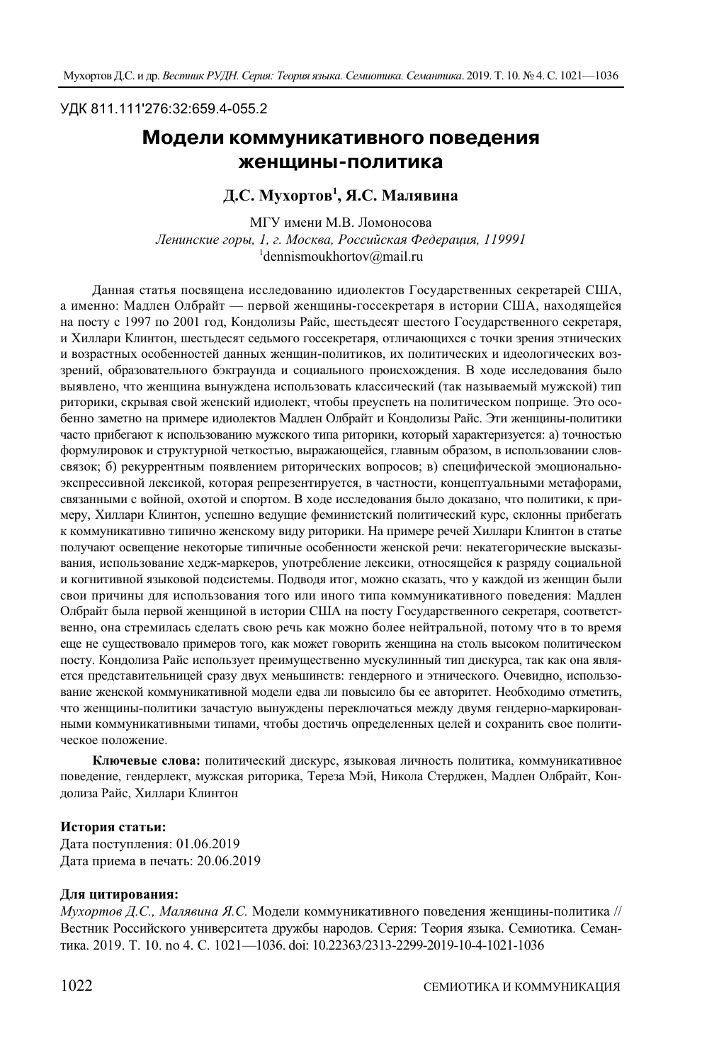УДК 811.111'276:32:659.4-055.2

# Модели коммуникативного поведения женщины-политика

**Д.С. Мухортов[1], Я.С. Малявина**

МГУ имени М.В. Ломоносова
*Ленинские горы, 1, г. Москва, Российская Федерация, 119991*
[1]dennismoukhortov@mail.ru

Данная статья посвящена исследованию идиолектов Государственных секретарей США, а именно: Мадлен Олбрайт — первой женщины-госсекретаря в истории США, находящейся на посту с 1997 по 2001 год, Кондолизы Райс, шестьдесят шестого Государственного секретаря, и Хиллари Клинтон, шестьдесят седьмого госсекретаря, отличающихся с точки зрения этнических и возрастных особенностей данных женщин-политиков, их политических и идеологических воззрений, образовательного бэкграунда и социального происхождения. В ходе исследования было выявлено, что женщина вынуждена использовать классический (так называемый мужской) тип риторики, скрывая свой женский идиолект, чтобы преуспеть на политическом поприще. Это особенно заметно на примере идиолектов Мадлен Олбрайт и Кондолизы Райс. Эти женщины-политики часто прибегают к использованию мужского типа риторики, который характеризуется: а) точностью формулировок и структурной четкостью, выражающейся, главным образом, в использовании слов-связок; б) рекуррентным появлением риторических вопросов; в) специфической эмоционально-экспрессивной лексикой, которая репрезентируется, в частности, концептуальными метафорами, связанными с войной, охотой и спортом. В ходе исследования было доказано, что политики, к примеру, Хиллари Клинтон, успешно ведущие феминистский политический курс, склонны прибегать к коммуникативно типично женскому виду риторики. На примере речей Хиллари Клинтон в статье получают освещение некоторые типичные особенности женской речи: некатегорические высказывания, использование хедж-маркеров, употребление лексики, относящейся к разряду социальной и когнитивной языковой подсистемы. Подводя итог, можно сказать, что у каждой из женщин были свои причины для использования того или иного типа коммуникативного поведения: Мадлен Олбрайт была первой женщиной в истории США на посту Государственного секретаря, соответственно, она стремилась сделать свою речь как можно более нейтральной, потому что в то время еще не существовало примеров того, как может говорить женщина на столь высоком политическом посту. Кондолиза Райс использует преимущественно мускулинный тип дискурса, так как она является представительницей сразу двух меньшинств: гендерного и этнического. Очевидно, использование женской коммуникативной модели едва ли повысило бы ее авторитет. Необходимо отметить, что женщины-политики зачастую вынуждены переключаться между двумя гендерно-маркированными коммуникативными типами, чтобы достичь определенных целей и сохранить свое политическое положение.

**Ключевые слова:** политический дискурс, языковая личность политика, коммуникативное поведение, гендерлект, мужская риторика, Тереза Мэй, Никола Стерджен, Мадлен Олбрайт, Кондолиза Райс, Хиллари Клинтон

**История статьи:**
Дата поступления: 01.06.2019
Дата приема в печать: 20.06.2019

**Для цитирования:**
*Мухортов Д.С., Малявина Я.С.* Модели коммуникативного поведения женщины-политика // Вестник Российского университета дружбы народов. Серия: Теория языка. Семиотика. Семантика. 2019. Т. 10. no 4. С. 1021—1036. doi: 10.22363/2313-2299-2019-10-4-1021-1036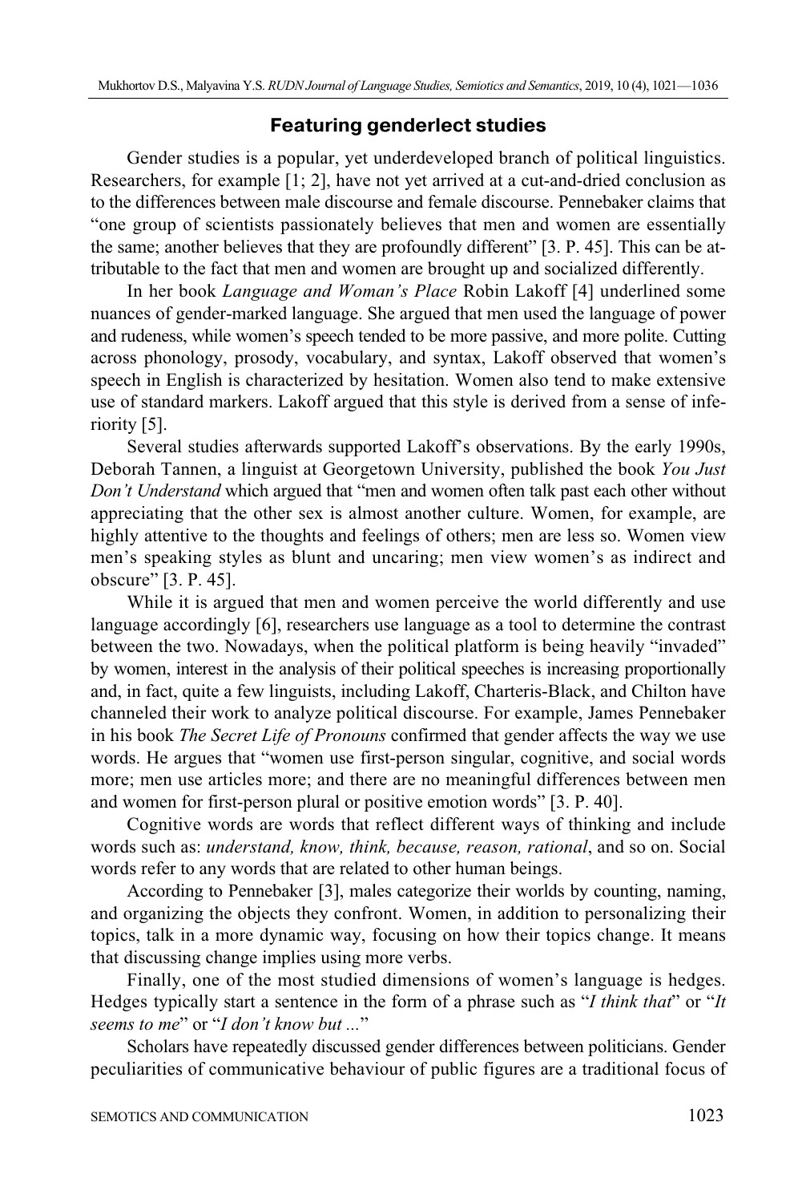## Featuring genderlect studies

Gender studies is a popular, yet underdeveloped branch of political linguistics. Researchers, for example [1; 2], have not yet arrived at a cut-and-dried conclusion as to the differences between male discourse and female discourse. Pennebaker claims that "one group of scientists passionately believes that men and women are essentially the same; another believes that they are profoundly different" [3. P. 45]. This can be attributable to the fact that men and women are brought up and socialized differently.

In her book *Language and Woman's Place* Robin Lakoff [4] underlined some nuances of gender-marked language. She argued that men used the language of power and rudeness, while women's speech tended to be more passive, and more polite. Cutting across phonology, prosody, vocabulary, and syntax, Lakoff observed that women's speech in English is characterized by hesitation. Women also tend to make extensive use of standard markers. Lakoff argued that this style is derived from a sense of inferiority [5].

Several studies afterwards supported Lakoff's observations. By the early 1990s, Deborah Tannen, a linguist at Georgetown University, published the book *You Just Don't Understand* which argued that "men and women often talk past each other without appreciating that the other sex is almost another culture. Women, for example, are highly attentive to the thoughts and feelings of others; men are less so. Women view men's speaking styles as blunt and uncaring; men view women's as indirect and obscure" [3. P. 45].

While it is argued that men and women perceive the world differently and use language accordingly [6], researchers use language as a tool to determine the contrast between the two. Nowadays, when the political platform is being heavily "invaded" by women, interest in the analysis of their political speeches is increasing proportionally and, in fact, quite a few linguists, including Lakoff, Charteris-Black, and Chilton have channeled their work to analyze political discourse. For example, James Pennebaker in his book *The Secret Life of Pronouns* confirmed that gender affects the way we use words. He argues that "women use first-person singular, cognitive, and social words more; men use articles more; and there are no meaningful differences between men and women for first-person plural or positive emotion words" [3. P. 40].

Cognitive words are words that reflect different ways of thinking and include words such as: *understand, know, think, because, reason, rational*, and so on. Social words refer to any words that are related to other human beings.

According to Pennebaker [3], males categorize their worlds by counting, naming, and organizing the objects they confront. Women, in addition to personalizing their topics, talk in a more dynamic way, focusing on how their topics change. It means that discussing change implies using more verbs.

Finally, one of the most studied dimensions of women's language is hedges. Hedges typically start a sentence in the form of a phrase such as "*I think that*" or "*It seems to me*" or "*I don't know but ...*"

Scholars have repeatedly discussed gender differences between politicians. Gender peculiarities of communicative behaviour of public figures are a traditional focus of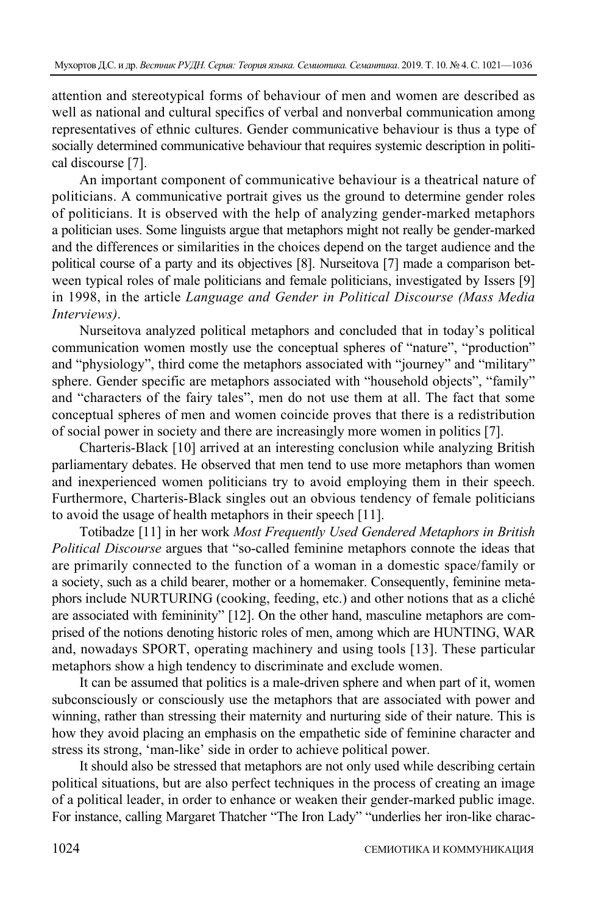attention and stereotypical forms of behaviour of men and women are described as well as national and cultural specifics of verbal and nonverbal communication among representatives of ethnic cultures. Gender communicative behaviour is thus a type of socially determined communicative behaviour that requires systemic description in political discourse [7].

An important component of communicative behaviour is a theatrical nature of politicians. A communicative portrait gives us the ground to determine gender roles of politicians. It is observed with the help of analyzing gender-marked metaphors a politician uses. Some linguists argue that metaphors might not really be gender-marked and the differences or similarities in the choices depend on the target audience and the political course of a party and its objectives [8]. Nurseitova [7] made a comparison between typical roles of male politicians and female politicians, investigated by Issers [9] in 1998, in the article *Language and Gender in Political Discourse (Mass Media Interviews)*.

Nurseitova analyzed political metaphors and concluded that in today's political communication women mostly use the conceptual spheres of "nature", "production" and "physiology", third come the metaphors associated with "journey" and "military" sphere. Gender specific are metaphors associated with "household objects", "family" and "characters of the fairy tales", men do not use them at all. The fact that some conceptual spheres of men and women coincide proves that there is a redistribution of social power in society and there are increasingly more women in politics [7].

Charteris-Black [10] arrived at an interesting conclusion while analyzing British parliamentary debates. He observed that men tend to use more metaphors than women and inexperienced women politicians try to avoid employing them in their speech. Furthermore, Charteris-Black singles out an obvious tendency of female politicians to avoid the usage of health metaphors in their speech [11].

Totibadze [11] in her work *Most Frequently Used Gendered Metaphors in British Political Discourse* argues that "so-called feminine metaphors connote the ideas that are primarily connected to the function of a woman in a domestic space/family or a society, such as a child bearer, mother or a homemaker. Consequently, feminine metaphors include NURTURING (cooking, feeding, etc.) and other notions that as a cliché are associated with femininity" [12]. On the other hand, masculine metaphors are comprised of the notions denoting historic roles of men, among which are HUNTING, WAR and, nowadays SPORT, operating machinery and using tools [13]. These particular metaphors show a high tendency to discriminate and exclude women.

It can be assumed that politics is a male-driven sphere and when part of it, women subconsciously or consciously use the metaphors that are associated with power and winning, rather than stressing their maternity and nurturing side of their nature. This is how they avoid placing an emphasis on the empathetic side of feminine character and stress its strong, 'man-like' side in order to achieve political power.

It should also be stressed that metaphors are not only used while describing certain political situations, but are also perfect techniques in the process of creating an image of a political leader, in order to enhance or weaken their gender-marked public image. For instance, calling Margaret Thatcher "The Iron Lady" "underlies her iron-like charac-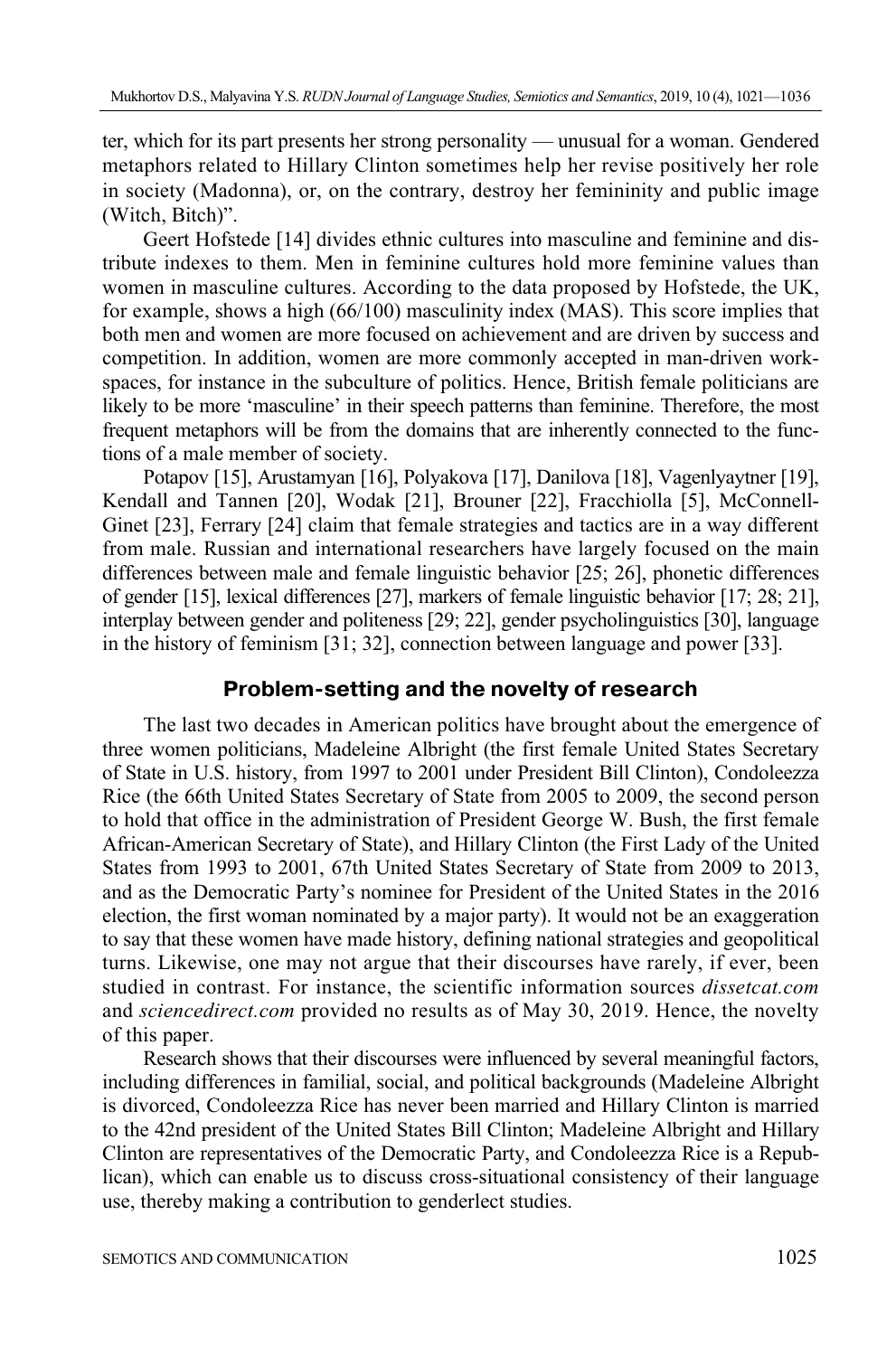ter, which for its part presents her strong personality — unusual for a woman. Gendered metaphors related to Hillary Clinton sometimes help her revise positively her role in society (Madonna), or, on the contrary, destroy her femininity and public image (Witch, Bitch)".

Geert Hofstede [14] divides ethnic cultures into masculine and feminine and distribute indexes to them. Men in feminine cultures hold more feminine values than women in masculine cultures. According to the data proposed by Hofstede, the UK, for example, shows a high (66/100) masculinity index (MAS). This score implies that both men and women are more focused on achievement and are driven by success and competition. In addition, women are more commonly accepted in man-driven workspaces, for instance in the subculture of politics. Hence, British female politicians are likely to be more 'masculine' in their speech patterns than feminine. Therefore, the most frequent metaphors will be from the domains that are inherently connected to the functions of a male member of society.

Potapov [15], Arustamyan [16], Polyakova [17], Danilova [18], Vagenlyaytner [19], Kendall and Tannen [20], Wodak [21], Brouner [22], Fracchiolla [5], McConnell-Ginet [23], Ferrary [24] claim that female strategies and tactics are in a way different from male. Russian and international researchers have largely focused on the main differences between male and female linguistic behavior [25; 26], phonetic differences of gender [15], lexical differences [27], markers of female linguistic behavior [17; 28; 21], interplay between gender and politeness [29; 22], gender psycholinguistics [30], language in the history of feminism [31; 32], connection between language and power [33].

## Problem-setting and the novelty of research

The last two decades in American politics have brought about the emergence of three women politicians, Madeleine Albright (the first female United States Secretary of State in U.S. history, from 1997 to 2001 under President Bill Clinton), Condoleezza Rice (the 66th United States Secretary of State from 2005 to 2009, the second person to hold that office in the administration of President George W. Bush, the first female African-American Secretary of State), and Hillary Clinton (the First Lady of the United States from 1993 to 2001, 67th United States Secretary of State from 2009 to 2013, and as the Democratic Party's nominee for President of the United States in the 2016 election, the first woman nominated by a major party). It would not be an exaggeration to say that these women have made history, defining national strategies and geopolitical turns. Likewise, one may not argue that their discourses have rarely, if ever, been studied in contrast. For instance, the scientific information sources *dissetcat.com* and *sciencedirect.com* provided no results as of May 30, 2019. Hence, the novelty of this paper.

Research shows that their discourses were influenced by several meaningful factors, including differences in familial, social, and political backgrounds (Madeleine Albright is divorced, Condoleezza Rice has never been married and Hillary Clinton is married to the 42nd president of the United States Bill Clinton; Madeleine Albright and Hillary Clinton are representatives of the Democratic Party, and Condoleezza Rice is a Republican), which can enable us to discuss cross-situational consistency of their language use, thereby making a contribution to genderlect studies.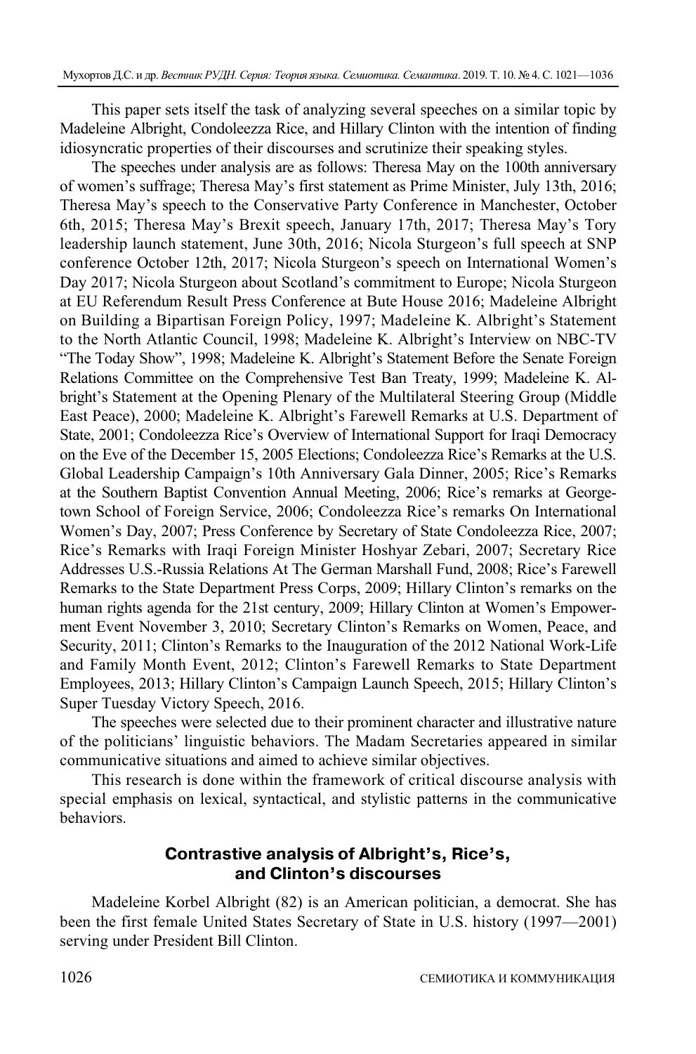This paper sets itself the task of analyzing several speeches on a similar topic by Madeleine Albright, Condoleezza Rice, and Hillary Clinton with the intention of finding idiosyncratic properties of their discourses and scrutinize their speaking styles.

The speeches under analysis are as follows: Theresa May on the 100th anniversary of women's suffrage; Theresa May's first statement as Prime Minister, July 13th, 2016; Theresa May's speech to the Conservative Party Conference in Manchester, October 6th, 2015; Theresa May's Brexit speech, January 17th, 2017; Theresa May's Tory leadership launch statement, June 30th, 2016; Nicola Sturgeon's full speech at SNP conference October 12th, 2017; Nicola Sturgeon's speech on International Women's Day 2017; Nicola Sturgeon about Scotland's commitment to Europe; Nicola Sturgeon at EU Referendum Result Press Conference at Bute House 2016; Madeleine Albright on Building a Bipartisan Foreign Policy, 1997; Madeleine K. Albright's Statement to the North Atlantic Council, 1998; Madeleine K. Albright's Interview on NBC-TV "The Today Show", 1998; Madeleine K. Albright's Statement Before the Senate Foreign Relations Committee on the Comprehensive Test Ban Treaty, 1999; Madeleine K. Albright's Statement at the Opening Plenary of the Multilateral Steering Group (Middle East Peace), 2000; Madeleine K. Albright's Farewell Remarks at U.S. Department of State, 2001; Condoleezza Rice's Overview of International Support for Iraqi Democracy on the Eve of the December 15, 2005 Elections; Condoleezza Rice's Remarks at the U.S. Global Leadership Campaign's 10th Anniversary Gala Dinner, 2005; Rice's Remarks at the Southern Baptist Convention Annual Meeting, 2006; Rice's remarks at Georgetown School of Foreign Service, 2006; Condoleezza Rice's remarks On International Women's Day, 2007; Press Conference by Secretary of State Condoleezza Rice, 2007; Rice's Remarks with Iraqi Foreign Minister Hoshyar Zebari, 2007; Secretary Rice Addresses U.S.-Russia Relations At The German Marshall Fund, 2008; Rice's Farewell Remarks to the State Department Press Corps, 2009; Hillary Clinton's remarks on the human rights agenda for the 21st century, 2009; Hillary Clinton at Women's Empowerment Event November 3, 2010; Secretary Clinton's Remarks on Women, Peace, and Security, 2011; Clinton's Remarks to the Inauguration of the 2012 National Work-Life and Family Month Event, 2012; Clinton's Farewell Remarks to State Department Employees, 2013; Hillary Clinton's Campaign Launch Speech, 2015; Hillary Clinton's Super Tuesday Victory Speech, 2016.

The speeches were selected due to their prominent character and illustrative nature of the politicians' linguistic behaviors. The Madam Secretaries appeared in similar communicative situations and aimed to achieve similar objectives.

This research is done within the framework of critical discourse analysis with special emphasis on lexical, syntactical, and stylistic patterns in the communicative behaviors.

## Contrastive analysis of Albright's, Rice's, and Clinton's discourses

Madeleine Korbel Albright (82) is an American politician, a democrat. She has been the first female United States Secretary of State in U.S. history (1997—2001) serving under President Bill Clinton.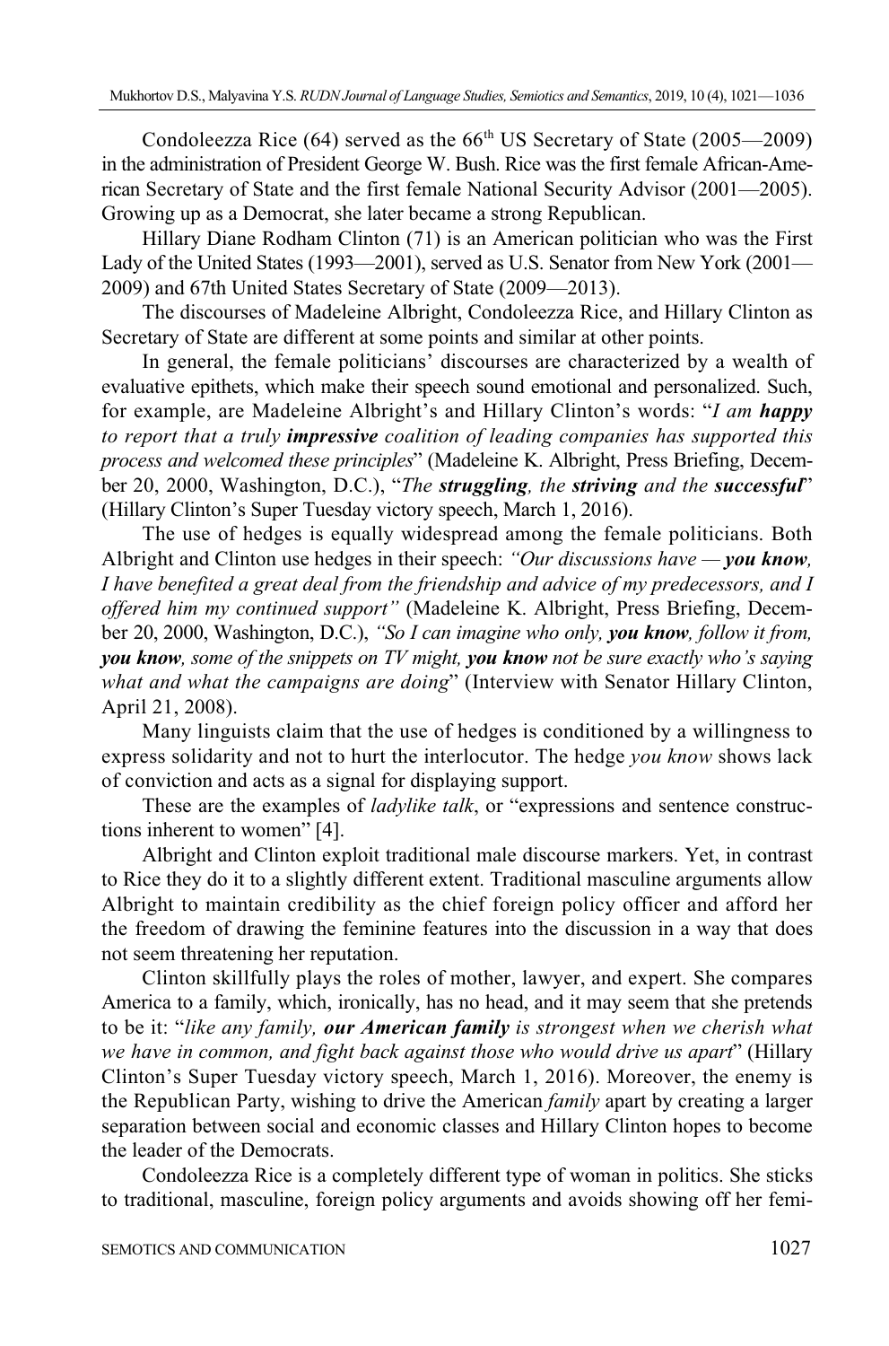Condoleezza Rice (64) served as the 66th US Secretary of State (2005—2009) in the administration of President George W. Bush. Rice was the first female African-American Secretary of State and the first female National Security Advisor (2001—2005). Growing up as a Democrat, she later became a strong Republican.

Hillary Diane Rodham Clinton (71) is an American politician who was the First Lady of the United States (1993—2001), served as U.S. Senator from New York (2001—2009) and 67th United States Secretary of State (2009—2013).

The discourses of Madeleine Albright, Condoleezza Rice, and Hillary Clinton as Secretary of State are different at some points and similar at other points.

In general, the female politicians' discourses are characterized by a wealth of evaluative epithets, which make their speech sound emotional and personalized. Such, for example, are Madeleine Albright's and Hillary Clinton's words: "*I am **happy** to report that a truly **impressive** coalition of leading companies has supported this process and welcomed these principles*" (Madeleine K. Albright, Press Briefing, December 20, 2000, Washington, D.C.), "*The **struggling**, the **striving** and the **successful***" (Hillary Clinton's Super Tuesday victory speech, March 1, 2016).

The use of hedges is equally widespread among the female politicians. Both Albright and Clinton use hedges in their speech: *"Our discussions have — **you know**, I have benefited a great deal from the friendship and advice of my predecessors, and I offered him my continued support"* (Madeleine K. Albright, Press Briefing, December 20, 2000, Washington, D.C.), *"So I can imagine who only, **you know**, follow it from, **you know**, some of the snippets on TV might, **you know** not be sure exactly who's saying what and what the campaigns are doing*" (Interview with Senator Hillary Clinton, April 21, 2008).

Many linguists claim that the use of hedges is conditioned by a willingness to express solidarity and not to hurt the interlocutor. The hedge *you know* shows lack of conviction and acts as a signal for displaying support.

These are the examples of *ladylike talk*, or "expressions and sentence constructions inherent to women" [4].

Albright and Clinton exploit traditional male discourse markers. Yet, in contrast to Rice they do it to a slightly different extent. Traditional masculine arguments allow Albright to maintain credibility as the chief foreign policy officer and afford her the freedom of drawing the feminine features into the discussion in a way that does not seem threatening her reputation.

Clinton skillfully plays the roles of mother, lawyer, and expert. She compares America to a family, which, ironically, has no head, and it may seem that she pretends to be it: "*like any family, **our American family** is strongest when we cherish what we have in common, and fight back against those who would drive us apart*" (Hillary Clinton's Super Tuesday victory speech, March 1, 2016). Moreover, the enemy is the Republican Party, wishing to drive the American *family* apart by creating a larger separation between social and economic classes and Hillary Clinton hopes to become the leader of the Democrats.

Condoleezza Rice is a completely different type of woman in politics. She sticks to traditional, masculine, foreign policy arguments and avoids showing off her femi-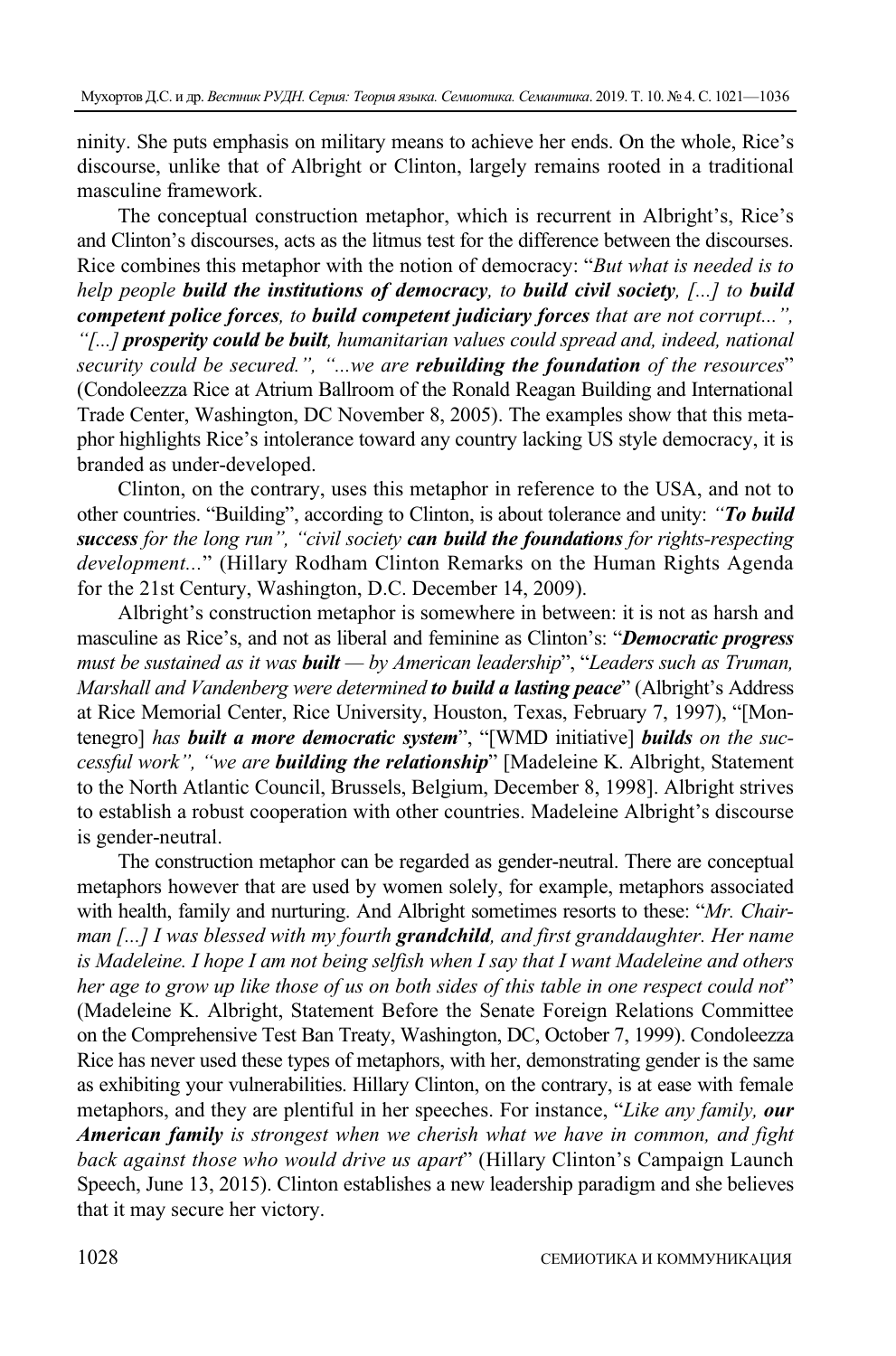ninity. She puts emphasis on military means to achieve her ends. On the whole, Rice's discourse, unlike that of Albright or Clinton, largely remains rooted in a traditional masculine framework.

The conceptual construction metaphor, which is recurrent in Albright's, Rice's and Clinton's discourses, acts as the litmus test for the difference between the discourses. Rice combines this metaphor with the notion of democracy: "*But what is needed is to help people **build the institutions of democracy**, to **build civil society**, [...] to **build competent police forces**, to **build competent judiciary forces** that are not corrupt...", "[...] **prosperity could be built**, humanitarian values could spread and, indeed, national security could be secured.", "...we are **rebuilding the foundation** of the resources*" (Condoleezza Rice at Atrium Ballroom of the Ronald Reagan Building and International Trade Center, Washington, DC November 8, 2005). The examples show that this metaphor highlights Rice's intolerance toward any country lacking US style democracy, it is branded as under-developed.

Clinton, on the contrary, uses this metaphor in reference to the USA, and not to other countries. "Building", according to Clinton, is about tolerance and unity: *"**To build success** for the long run", "civil society **can build the foundations** for rights-respecting development...*" (Hillary Rodham Clinton Remarks on the Human Rights Agenda for the 21st Century, Washington, D.C. December 14, 2009).

Albright's construction metaphor is somewhere in between: it is not as harsh and masculine as Rice's, and not as liberal and feminine as Clinton's: "***Democratic progress** must be sustained as it was **built** — by American leadership*", "*Leaders such as Truman, Marshall and Vandenberg were determined **to build a lasting peace***" (Albright's Address at Rice Memorial Center, Rice University, Houston, Texas, February 7, 1997), "[Montenegro] *has **built a more democratic system***", "[WMD initiative] ***builds** on the successful work", "we are **building the relationship***" [Madeleine K. Albright, Statement to the North Atlantic Council, Brussels, Belgium, December 8, 1998]. Albright strives to establish a robust cooperation with other countries. Madeleine Albright's discourse is gender-neutral.

The construction metaphor can be regarded as gender-neutral. There are conceptual metaphors however that are used by women solely, for example, metaphors associated with health, family and nurturing. And Albright sometimes resorts to these: "*Mr. Chairman [...] I was blessed with my fourth **grandchild**, and first granddaughter. Her name is Madeleine. I hope I am not being selfish when I say that I want Madeleine and others her age to grow up like those of us on both sides of this table in one respect could not*" (Madeleine K. Albright, Statement Before the Senate Foreign Relations Committee on the Comprehensive Test Ban Treaty, Washington, DC, October 7, 1999). Condoleezza Rice has never used these types of metaphors, with her, demonstrating gender is the same as exhibiting your vulnerabilities. Hillary Clinton, on the contrary, is at ease with female metaphors, and they are plentiful in her speeches. For instance, "*Like any family, **our American family** is strongest when we cherish what we have in common, and fight back against those who would drive us apart*" (Hillary Clinton's Campaign Launch Speech, June 13, 2015). Clinton establishes a new leadership paradigm and she believes that it may secure her victory.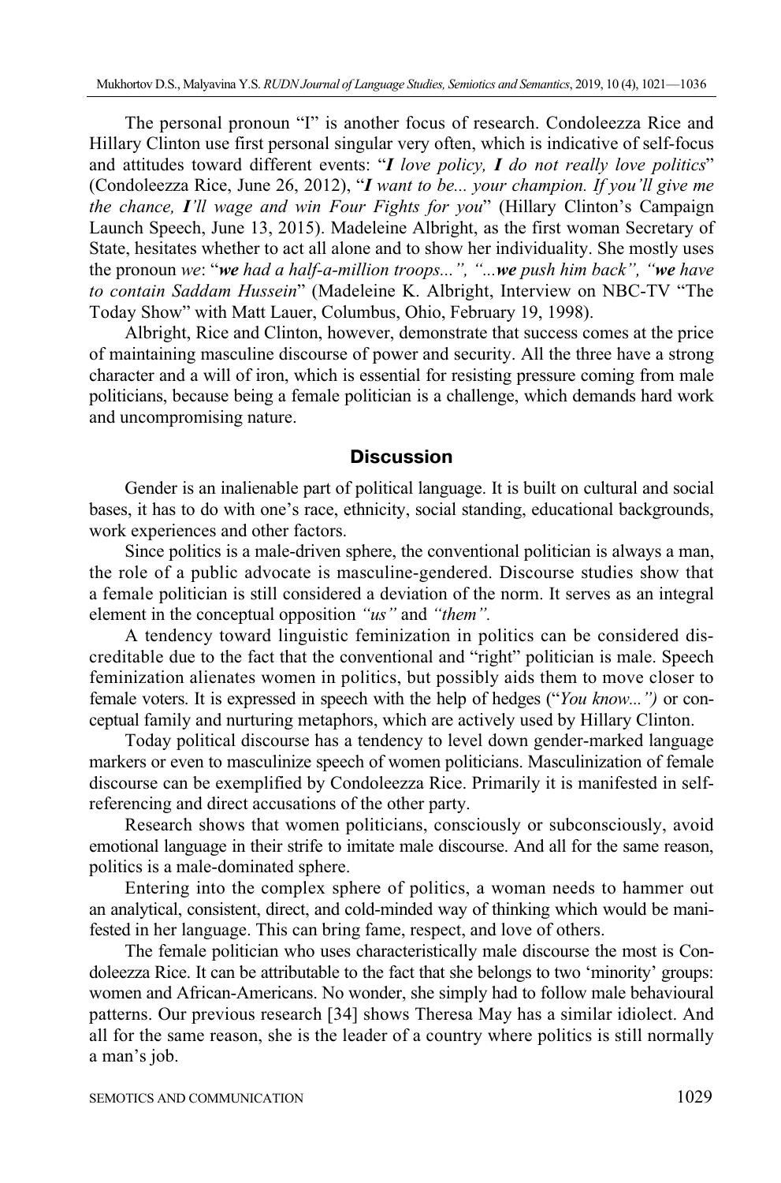The personal pronoun "I" is another focus of research. Condoleezza Rice and Hillary Clinton use first personal singular very often, which is indicative of self-focus and attitudes toward different events: "***I** love policy, **I** do not really love politics*" (Condoleezza Rice, June 26, 2012), "***I** want to be... your champion. If you'll give me the chance, **I**'ll wage and win Four Fights for you*" (Hillary Clinton's Campaign Launch Speech, June 13, 2015). Madeleine Albright, as the first woman Secretary of State, hesitates whether to act all alone and to show her individuality. She mostly uses the pronoun *we*: "***we** had a half-a-million troops...", "...**we** push him back", "**we** have to contain Saddam Hussein*" (Madeleine K. Albright, Interview on NBC-TV "The Today Show" with Matt Lauer, Columbus, Ohio, February 19, 1998).

Albright, Rice and Clinton, however, demonstrate that success comes at the price of maintaining masculine discourse of power and security. All the three have a strong character and a will of iron, which is essential for resisting pressure coming from male politicians, because being a female politician is a challenge, which demands hard work and uncompromising nature.

## Discussion

Gender is an inalienable part of political language. It is built on cultural and social bases, it has to do with one's race, ethnicity, social standing, educational backgrounds, work experiences and other factors.

Since politics is a male-driven sphere, the conventional politician is always a man, the role of a public advocate is masculine-gendered. Discourse studies show that a female politician is still considered a deviation of the norm. It serves as an integral element in the conceptual opposition *"us"* and *"them"*.

A tendency toward linguistic feminization in politics can be considered discreditable due to the fact that the conventional and "right" politician is male. Speech feminization alienates women in politics, but possibly aids them to move closer to female voters. It is expressed in speech with the help of hedges ("*You know...")* or conceptual family and nurturing metaphors, which are actively used by Hillary Clinton.

Today political discourse has a tendency to level down gender-marked language markers or even to masculinize speech of women politicians. Masculinization of female discourse can be exemplified by Condoleezza Rice. Primarily it is manifested in self-referencing and direct accusations of the other party.

Research shows that women politicians, consciously or subconsciously, avoid emotional language in their strife to imitate male discourse. And all for the same reason, politics is a male-dominated sphere.

Entering into the complex sphere of politics, a woman needs to hammer out an analytical, consistent, direct, and cold-minded way of thinking which would be manifested in her language. This can bring fame, respect, and love of others.

The female politician who uses characteristically male discourse the most is Condoleezza Rice. It can be attributable to the fact that she belongs to two 'minority' groups: women and African-Americans. No wonder, she simply had to follow male behavioural patterns. Our previous research [34] shows Theresa May has a similar idiolect. And all for the same reason, she is the leader of a country where politics is still normally a man's job.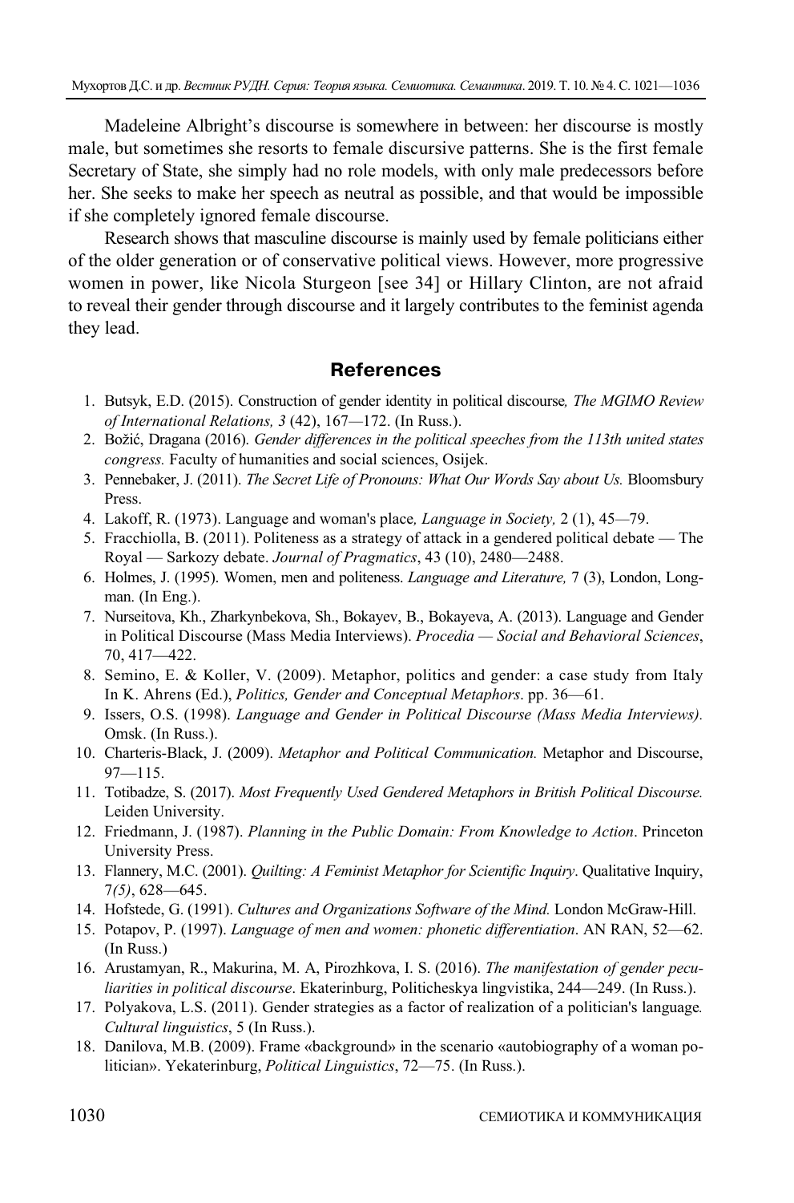Madeleine Albright's discourse is somewhere in between: her discourse is mostly male, but sometimes she resorts to female discursive patterns. She is the first female Secretary of State, she simply had no role models, with only male predecessors before her. She seeks to make her speech as neutral as possible, and that would be impossible if she completely ignored female discourse.

Research shows that masculine discourse is mainly used by female politicians either of the older generation or of conservative political views. However, more progressive women in power, like Nicola Sturgeon [see 34] or Hillary Clinton, are not afraid to reveal their gender through discourse and it largely contributes to the feminist agenda they lead.

## References

1. Butsyk, E.D. (2015). Construction of gender identity in political discourse*, The MGIMO Review of International Relations, 3* (42), 167—172. (In Russ.).
2. Božić, Dragana (2016). *Gender differences in the political speeches from the 113th united states congress.* Faculty of humanities and social sciences, Osijek.
3. Pennebaker, J. (2011). *The Secret Life of Pronouns: What Our Words Say about Us.* Bloomsbury Press.
4. Lakoff, R. (1973). Language and woman's place*, Language in Society,* 2 (1), 45—79.
5. Fracchiolla, B. (2011). Politeness as a strategy of attack in a gendered political debate — The Royal — Sarkozy debate. *Journal of Pragmatics*, 43 (10), 2480—2488.
6. Holmes, J. (1995). Women, men and politeness. *Language and Literature,* 7 (3), London, Longman. (In Eng.).
7. Nurseitova, Kh., Zharkynbekova, Sh., Bokayev, B., Bokayeva, A. (2013). Language and Gender in Political Discourse (Mass Media Interviews). *Procedia — Social and Behavioral Sciences*, 70, 417—422.
8. Semino, E. & Koller, V. (2009). Metaphor, politics and gender: a case study from Italy In K. Ahrens (Ed.), *Politics, Gender and Conceptual Metaphors*. pp. 36—61.
9. Issers, O.S. (1998). *Language and Gender in Political Discourse (Mass Media Interviews).* Omsk. (In Russ.).
10. Charteris-Black, J. (2009). *Metaphor and Political Communication.* Metaphor and Discourse, 97—115.
11. Totibadze, S. (2017). *Most Frequently Used Gendered Metaphors in British Political Discourse.* Leiden University.
12. Friedmann, J. (1987). *Planning in the Public Domain: From Knowledge to Action*. Princeton University Press.
13. Flannery, M.C. (2001). *Quilting: A Feminist Metaphor for Scientific Inquiry*. Qualitative Inquiry, 7*(5)*, 628—645.
14. Hofstede, G. (1991). *Cultures and Organizations Software of the Mind.* London McGraw-Hill.
15. Potapov, P. (1997). *Language of men and women: phonetic differentiation*. AN RAN, 52—62. (In Russ.)
16. Arustamyan, R., Makurina, M. A, Pirozhkova, I. S. (2016). *The manifestation of gender peculiarities in political discourse*. Ekaterinburg, Politicheskya lingvistika, 244—249. (In Russ.).
17. Polyakova, L.S. (2011). Gender strategies as a factor of realization of a politician's language*. Cultural linguistics*, 5 (In Russ.).
18. Danilova, M.B. (2009). Frame «background» in the scenario «autobiography of a woman politician». Yekaterinburg, *Political Linguistics*, 72—75. (In Russ.).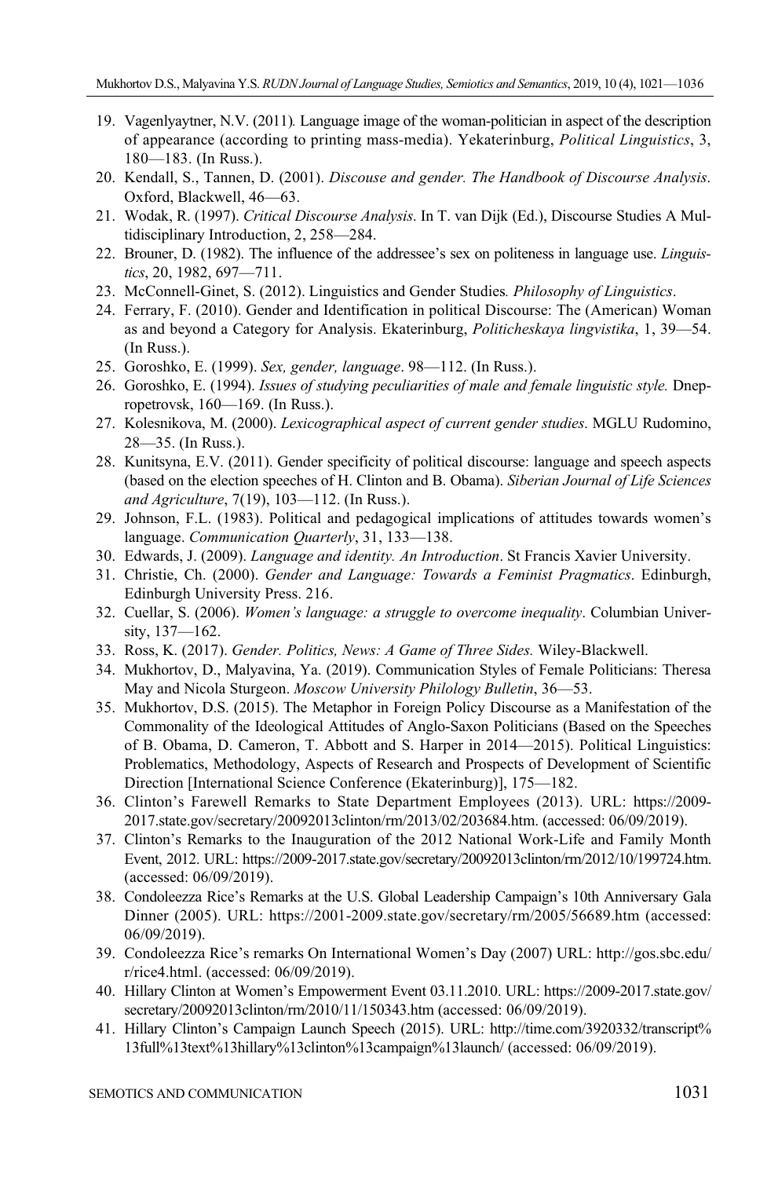19. Vagenlyaytner, N.V. (2011). Language image of the woman-politician in aspect of the description of appearance (according to printing mass-media). Yekaterinburg, *Political Linguistics*, 3, 180—183. (In Russ.).
20. Kendall, S., Tannen, D. (2001). *Discouse and gender. The Handbook of Discourse Analysis*. Oxford, Blackwell, 46—63.
21. Wodak, R. (1997). *Critical Discourse Analysis*. In T. van Dijk (Ed.), Discourse Studies A Multidisciplinary Introduction, 2, 258—284.
22. Brouner, D. (1982). The influence of the addressee's sex on politeness in language use. *Linguistics*, 20, 1982, 697—711.
23. McConnell-Ginet, S. (2012). Linguistics and Gender Studies*. Philosophy of Linguistics*.
24. Ferrary, F. (2010). Gender and Identification in political Discourse: The (American) Woman as and beyond a Category for Analysis. Ekaterinburg, *Politicheskaya lingvistika*, 1, 39—54. (In Russ.).
25. Goroshko, E. (1999). *Sex, gender, language*. 98—112. (In Russ.).
26. Goroshko, E. (1994). *Issues of studying peculiarities of male and female linguistic style.* Dnepropetrovsk, 160—169. (In Russ.).
27. Kolesnikova, M. (2000). *Lexicographical aspect of current gender studies*. MGLU Rudomino, 28—35. (In Russ.).
28. Kunitsyna, E.V. (2011). Gender specificity of political discourse: language and speech aspects (based on the election speeches of H. Clinton and B. Obama). *Siberian Journal of Life Sciences and Agriculture*, 7(19), 103—112. (In Russ.).
29. Johnson, F.L. (1983). Political and pedagogical implications of attitudes towards women's language. *Communication Quarterly*, 31, 133—138.
30. Edwards, J. (2009). *Language and identity. An Introduction*. St Francis Xavier University.
31. Christie, Ch. (2000). *Gender and Language: Towards a Feminist Pragmatics*. Edinburgh, Edinburgh University Press. 216.
32. Cuellar, S. (2006). *Women's language: a struggle to overcome inequality*. Columbian University, 137—162.
33. Ross, K. (2017). *Gender. Politics, News: A Game of Three Sides.* Wiley-Blackwell.
34. Mukhortov, D., Malyavina, Ya. (2019). Communication Styles of Female Politicians: Theresa May and Nicola Sturgeon. *Moscow University Philology Bulletin*, 36—53.
35. Mukhortov, D.S. (2015). The Metaphor in Foreign Policy Discourse as a Manifestation of the Commonality of the Ideological Attitudes of Anglo-Saxon Politicians (Based on the Speeches of B. Obama, D. Cameron, T. Abbott and S. Harper in 2014—2015). Political Linguistics: Problematics, Methodology, Aspects of Research and Prospects of Development of Scientific Direction [International Science Conference (Ekaterinburg)], 175—182.
36. Clinton's Farewell Remarks to State Department Employees (2013). URL: https://2009-2017.state.gov/secretary/20092013clinton/rm/2013/02/203684.htm. (accessed: 06/09/2019).
37. Clinton's Remarks to the Inauguration of the 2012 National Work-Life and Family Month Event, 2012. URL: https://2009-2017.state.gov/secretary/20092013clinton/rm/2012/10/199724.htm. (accessed: 06/09/2019).
38. Condoleezza Rice's Remarks at the U.S. Global Leadership Campaign's 10th Anniversary Gala Dinner (2005). URL: https://2001-2009.state.gov/secretary/rm/2005/56689.htm (accessed: 06/09/2019).
39. Condoleezza Rice's remarks On International Women's Day (2007) URL: http://gos.sbc.edu/r/rice4.html. (accessed: 06/09/2019).
40. Hillary Clinton at Women's Empowerment Event 03.11.2010. URL: https://2009-2017.state.gov/secretary/20092013clinton/rm/2010/11/150343.htm (accessed: 06/09/2019).
41. Hillary Clinton's Campaign Launch Speech (2015). URL: http://time.com/3920332/transcript%13full%13text%13hillary%13clinton%13campaign%13launch/ (accessed: 06/09/2019).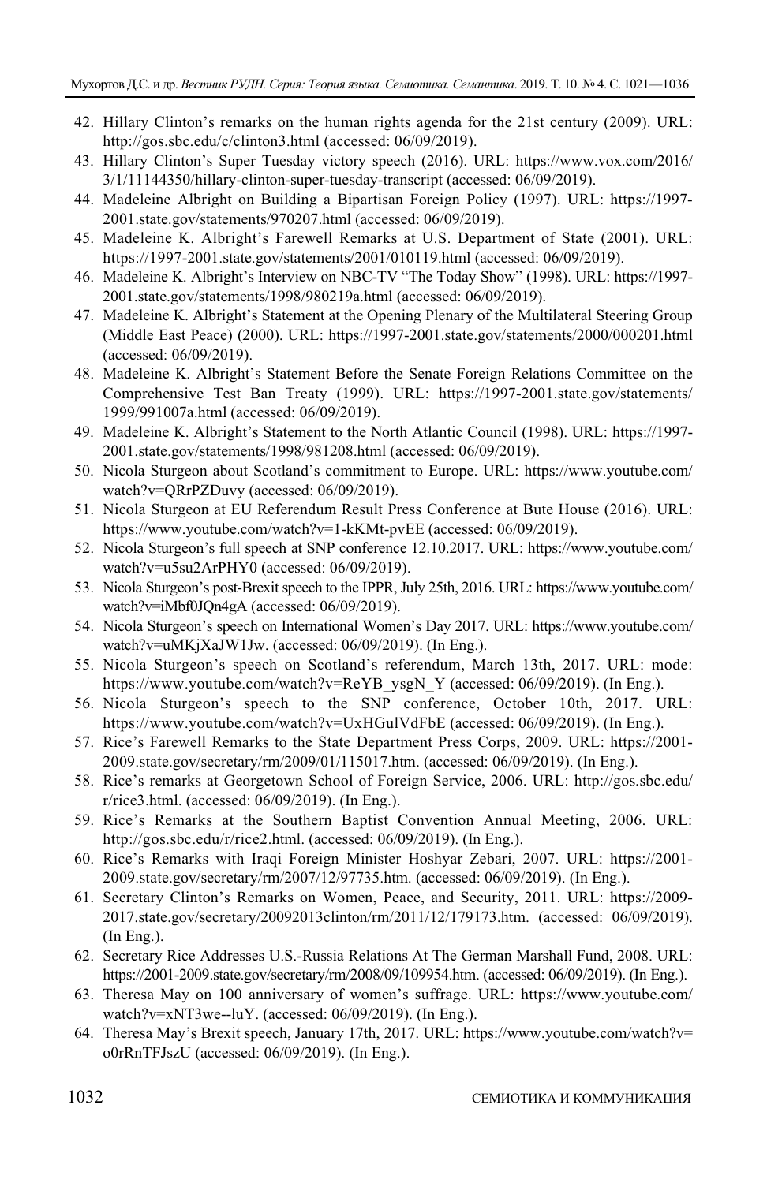42. Hillary Clinton's remarks on the human rights agenda for the 21st century (2009). URL: http://gos.sbc.edu/c/clinton3.html (accessed: 06/09/2019).
43. Hillary Clinton's Super Tuesday victory speech (2016). URL: https://www.vox.com/2016/3/1/11144350/hillary-clinton-super-tuesday-transcript (accessed: 06/09/2019).
44. Madeleine Albright on Building a Bipartisan Foreign Policy (1997). URL: https://1997-2001.state.gov/statements/970207.html (accessed: 06/09/2019).
45. Madeleine K. Albright's Farewell Remarks at U.S. Department of State (2001). URL: https://1997-2001.state.gov/statements/2001/010119.html (accessed: 06/09/2019).
46. Madeleine K. Albright's Interview on NBC-TV "The Today Show" (1998). URL: https://1997-2001.state.gov/statements/1998/980219a.html (accessed: 06/09/2019).
47. Madeleine K. Albright's Statement at the Opening Plenary of the Multilateral Steering Group (Middle East Peace) (2000). URL: https://1997-2001.state.gov/statements/2000/000201.html (accessed: 06/09/2019).
48. Madeleine K. Albright's Statement Before the Senate Foreign Relations Committee on the Comprehensive Test Ban Treaty (1999). URL: https://1997-2001.state.gov/statements/1999/991007a.html (accessed: 06/09/2019).
49. Madeleine K. Albright's Statement to the North Atlantic Council (1998). URL: https://1997-2001.state.gov/statements/1998/981208.html (accessed: 06/09/2019).
50. Nicola Sturgeon about Scotland's commitment to Europe. URL: https://www.youtube.com/watch?v=QRrPZDuvy (accessed: 06/09/2019).
51. Nicola Sturgeon at EU Referendum Result Press Conference at Bute House (2016). URL: https://www.youtube.com/watch?v=1-kKMt-pvEE (accessed: 06/09/2019).
52. Nicola Sturgeon's full speech at SNP conference 12.10.2017. URL: https://www.youtube.com/watch?v=u5su2ArPHY0 (accessed: 06/09/2019).
53. Nicola Sturgeon's post-Brexit speech to the IPPR, July 25th, 2016. URL: https://www.youtube.com/watch?v=iMbf0JQn4gA (accessed: 06/09/2019).
54. Nicola Sturgeon's speech on International Women's Day 2017. URL: https://www.youtube.com/watch?v=uMKjXaJW1Jw. (accessed: 06/09/2019). (In Eng.).
55. Nicola Sturgeon's speech on Scotland's referendum, March 13th, 2017. URL: mode: https://www.youtube.com/watch?v=ReYB_ysgN_Y (accessed: 06/09/2019). (In Eng.).
56. Nicola Sturgeon's speech to the SNP conference, October 10th, 2017. URL: https://www.youtube.com/watch?v=UxHGulVdFbE (accessed: 06/09/2019). (In Eng.).
57. Rice's Farewell Remarks to the State Department Press Corps, 2009. URL: https://2001-2009.state.gov/secretary/rm/2009/01/115017.htm. (accessed: 06/09/2019). (In Eng.).
58. Rice's remarks at Georgetown School of Foreign Service, 2006. URL: http://gos.sbc.edu/r/rice3.html. (accessed: 06/09/2019). (In Eng.).
59. Rice's Remarks at the Southern Baptist Convention Annual Meeting, 2006. URL: http://gos.sbc.edu/r/rice2.html. (accessed: 06/09/2019). (In Eng.).
60. Rice's Remarks with Iraqi Foreign Minister Hoshyar Zebari, 2007. URL: https://2001-2009.state.gov/secretary/rm/2007/12/97735.htm. (accessed: 06/09/2019). (In Eng.).
61. Secretary Clinton's Remarks on Women, Peace, and Security, 2011. URL: https://2009-2017.state.gov/secretary/20092013clinton/rm/2011/12/179173.htm. (accessed: 06/09/2019). (In Eng.).
62. Secretary Rice Addresses U.S.-Russia Relations At The German Marshall Fund, 2008. URL: https://2001-2009.state.gov/secretary/rm/2008/09/109954.htm. (accessed: 06/09/2019). (In Eng.).
63. Theresa May on 100 anniversary of women's suffrage. URL: https://www.youtube.com/watch?v=xNT3we--luY. (accessed: 06/09/2019). (In Eng.).
64. Theresa May's Brexit speech, January 17th, 2017. URL: https://www.youtube.com/watch?v=o0rRnTFJszU (accessed: 06/09/2019). (In Eng.).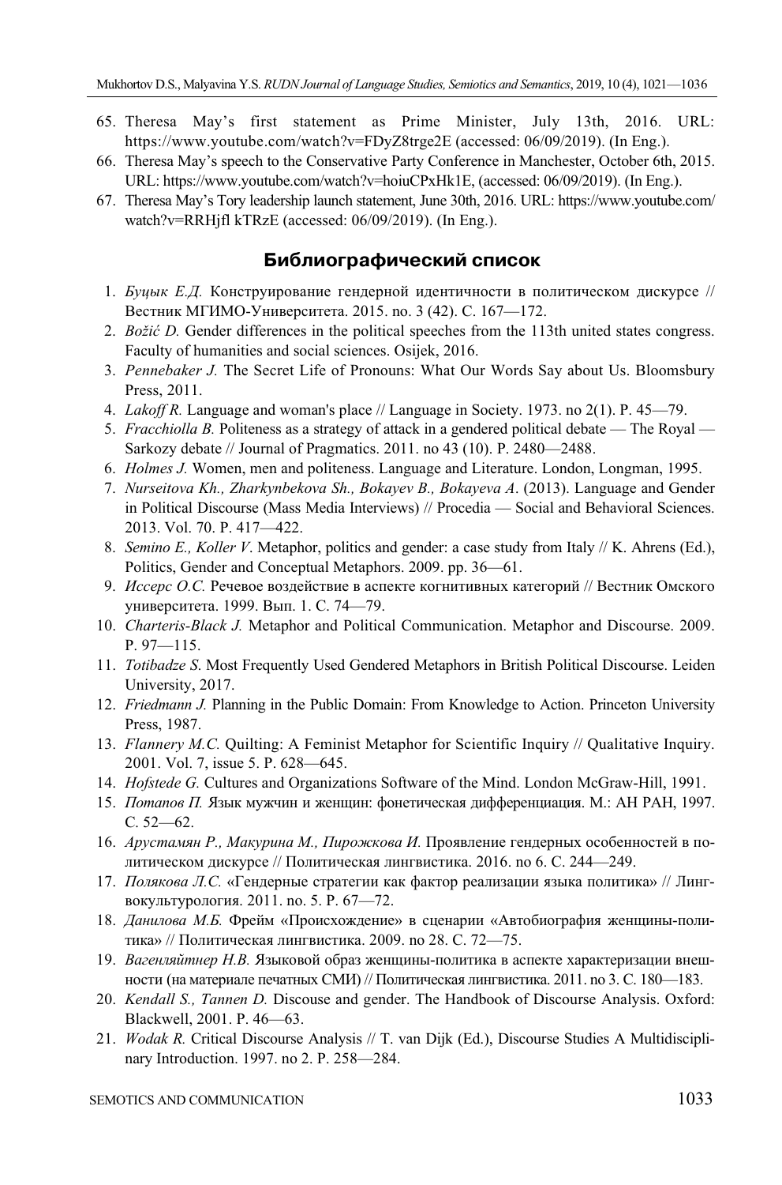65. Theresa May's first statement as Prime Minister, July 13th, 2016. URL: https://www.youtube.com/watch?v=FDyZ8trge2E (accessed: 06/09/2019). (In Eng.).
66. Theresa May's speech to the Conservative Party Conference in Manchester, October 6th, 2015. URL: https://www.youtube.com/watch?v=hoiuCPxHk1E, (accessed: 06/09/2019). (In Eng.).
67. Theresa May's Tory leadership launch statement, June 30th, 2016. URL: https://www.youtube.com/watch?v=RRHjfl kTRzE (accessed: 06/09/2019). (In Eng.).

## Библиографический список

1. *Буцык Е.Д.* Конструирование гендерной идентичности в политическом дискурсе // Вестник МГИМО-Университета. 2015. no. 3 (42). С. 167—172.
2. *Božić D.* Gender differences in the political speeches from the 113th united states congress. Faculty of humanities and social sciences. Osijek, 2016.
3. *Pennebaker J.* The Secret Life of Pronouns: What Our Words Say about Us. Bloomsbury Press, 2011.
4. *Lakoff R.* Language and woman's place // Language in Society. 1973. no 2(1). P. 45—79.
5. *Fracchiolla B.* Politeness as a strategy of attack in a gendered political debate — The Royal — Sarkozy debate // Journal of Pragmatics. 2011. no 43 (10). P. 2480—2488.
6. *Holmes J.* Women, men and politeness. Language and Literature. London, Longman, 1995.
7. *Nurseitova Kh., Zharkynbekova Sh., Bokayev B., Bokayeva A*. (2013). Language and Gender in Political Discourse (Mass Media Interviews) // Procedia — Social and Behavioral Sciences. 2013. Vol. 70. P. 417—422.
8. *Semino E., Koller V*. Metaphor, politics and gender: a case study from Italy // K. Ahrens (Ed.), Politics, Gender and Conceptual Metaphors. 2009. pp. 36—61.
9. *Иссерс О.С.* Речевое воздействие в аспекте когнитивных категорий // Вестник Омского университета. 1999. Вып. 1. С. 74—79.
10. *Charteris-Black J.* Metaphor and Political Communication. Metaphor and Discourse. 2009. P. 97—115.
11. *Totibadze S*. Most Frequently Used Gendered Metaphors in British Political Discourse. Leiden University, 2017.
12. *Friedmann J.* Planning in the Public Domain: From Knowledge to Action. Princeton University Press, 1987.
13. *Flannery M.C.* Quilting: A Feminist Metaphor for Scientific Inquiry // Qualitative Inquiry. 2001. Vol. 7, issue 5. P. 628—645.
14. *Hofstede G.* Cultures and Organizations Software of the Mind. London McGraw-Hill, 1991.
15. *Потапов П.* Язык мужчин и женщин: фонетическая дифференциация. М.: АН РАН, 1997. С. 52—62.
16. *Арустамян Р., Макурина М., Пирожкова И.* Проявление гендерных особенностей в политическом дискурсе // Политическая лингвистика. 2016. no 6. С. 244—249.
17. *Полякова Л.С.* «Гендерные стратегии как фактор реализации языка политика» // Лингвокультурология. 2011. no. 5. P. 67—72.
18. *Данилова М.Б.* Фрейм «Происхождение» в сценарии «Автобиография женщины-политика» // Политическая лингвистика. 2009. no 28. С. 72—75.
19. *Вагенляйтнер Н.В.* Языковой образ женщины-политика в аспекте характеризации внешности (на материале печатных СМИ) // Политическая лингвистика. 2011. no 3. С. 180—183.
20. *Kendall S., Tannen D.* Discouse and gender. The Handbook of Discourse Analysis. Oxford: Blackwell, 2001. P. 46—63.
21. *Wodak R.* Critical Discourse Analysis // T. van Dijk (Ed.), Discourse Studies A Multidisciplinary Introduction. 1997. no 2. P. 258—284.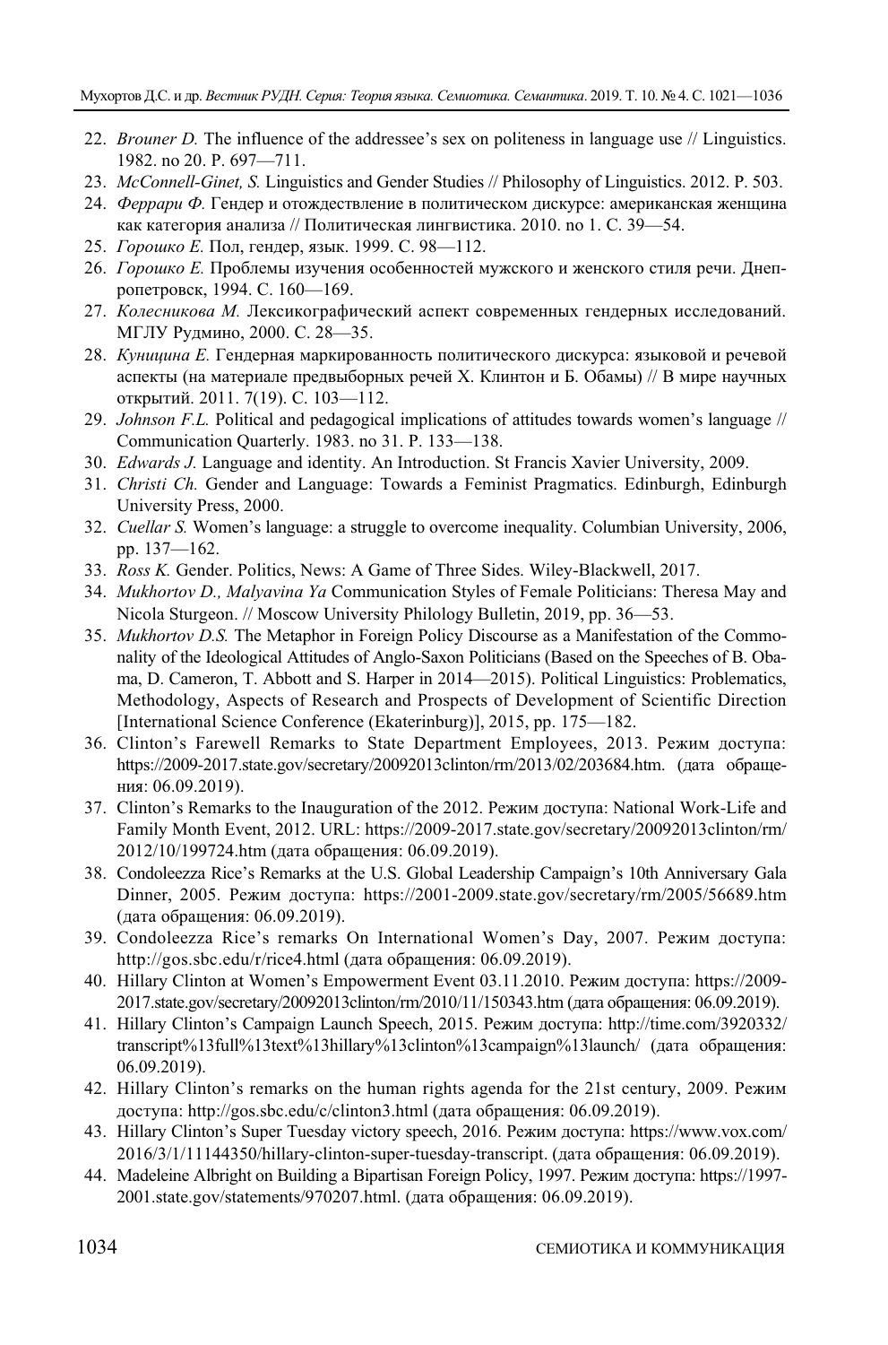22. *Brouner D.* The influence of the addressee's sex on politeness in language use // Linguistics. 1982. no 20. P. 697—711.
23. *McConnell-Ginet, S.* Linguistics and Gender Studies // Philosophy of Linguistics. 2012. P. 503.
24. *Феррари Ф.* Гендер и отождествление в политическом дискурсе: американская женщина как категория анализа // Политическая лингвистика. 2010. no 1. С. 39—54.
25. *Горошко Е.* Пол, гендер, язык. 1999. С. 98—112.
26. *Горошко Е.* Проблемы изучения особенностей мужского и женского стиля речи. Днепропетровск, 1994. С. 160—169.
27. *Колесникова М.* Лексикографический аспект современных гендерных исследований. МГЛУ Рудмино, 2000. С. 28—35.
28. *Куницина Е.* Гендерная маркированность политического дискурса: языковой и речевой аспекты (на материале предвыборных речей Х. Клинтон и Б. Обамы) // В мире научных открытий. 2011. 7(19). С. 103—112.
29. *Johnson F.L.* Political and pedagogical implications of attitudes towards women's language // Communication Quarterly. 1983. no 31. P. 133—138.
30. *Edwards J.* Language and identity. An Introduction. St Francis Xavier University, 2009.
31. *Christi Ch.* Gender and Language: Towards a Feminist Pragmatics. Edinburgh, Edinburgh University Press, 2000.
32. *Cuellar S.* Women's language: a struggle to overcome inequality. Columbian University, 2006, pp. 137—162.
33. *Ross K.* Gender. Politics, News: A Game of Three Sides. Wiley-Blackwell, 2017.
34. *Mukhortov D., Malyavina Ya* Communication Styles of Female Politicians: Theresa May and Nicola Sturgeon. // Moscow University Philology Bulletin, 2019, pp. 36—53.
35. *Mukhortov D.S.* The Metaphor in Foreign Policy Discourse as a Manifestation of the Commonality of the Ideological Attitudes of Anglo-Saxon Politicians (Based on the Speeches of B. Obama, D. Cameron, T. Abbott and S. Harper in 2014—2015). Political Linguistics: Problematics, Methodology, Aspects of Research and Prospects of Development of Scientific Direction [International Science Conference (Ekaterinburg)], 2015, pp. 175—182.
36. Clinton's Farewell Remarks to State Department Employees, 2013. Режим доступа: https://2009-2017.state.gov/secretary/20092013clinton/rm/2013/02/203684.htm. (дата обращения: 06.09.2019).
37. Clinton's Remarks to the Inauguration of the 2012. Режим доступа: National Work-Life and Family Month Event, 2012. URL: https://2009-2017.state.gov/secretary/20092013clinton/rm/2012/10/199724.htm (дата обращения: 06.09.2019).
38. Condoleezza Rice's Remarks at the U.S. Global Leadership Campaign's 10th Anniversary Gala Dinner, 2005. Режим доступа: https://2001-2009.state.gov/secretary/rm/2005/56689.htm (дата обращения: 06.09.2019).
39. Condoleezza Rice's remarks On International Women's Day, 2007. Режим доступа: http://gos.sbc.edu/r/rice4.html (дата обращения: 06.09.2019).
40. Hillary Clinton at Women's Empowerment Event 03.11.2010. Режим доступа: https://2009-2017.state.gov/secretary/20092013clinton/rm/2010/11/150343.htm (дата обращения: 06.09.2019).
41. Hillary Clinton's Campaign Launch Speech, 2015. Режим доступа: http://time.com/3920332/transcript%13full%13text%13hillary%13clinton%13campaign%13launch/ (дата обращения: 06.09.2019).
42. Hillary Clinton's remarks on the human rights agenda for the 21st century, 2009. Режим доступа: http://gos.sbc.edu/c/clinton3.html (дата обращения: 06.09.2019).
43. Hillary Clinton's Super Tuesday victory speech, 2016. Режим доступа: https://www.vox.com/2016/3/1/11144350/hillary-clinton-super-tuesday-transcript. (дата обращения: 06.09.2019).
44. Madeleine Albright on Building a Bipartisan Foreign Policy, 1997. Режим доступа: https://1997-2001.state.gov/statements/970207.html. (дата обращения: 06.09.2019).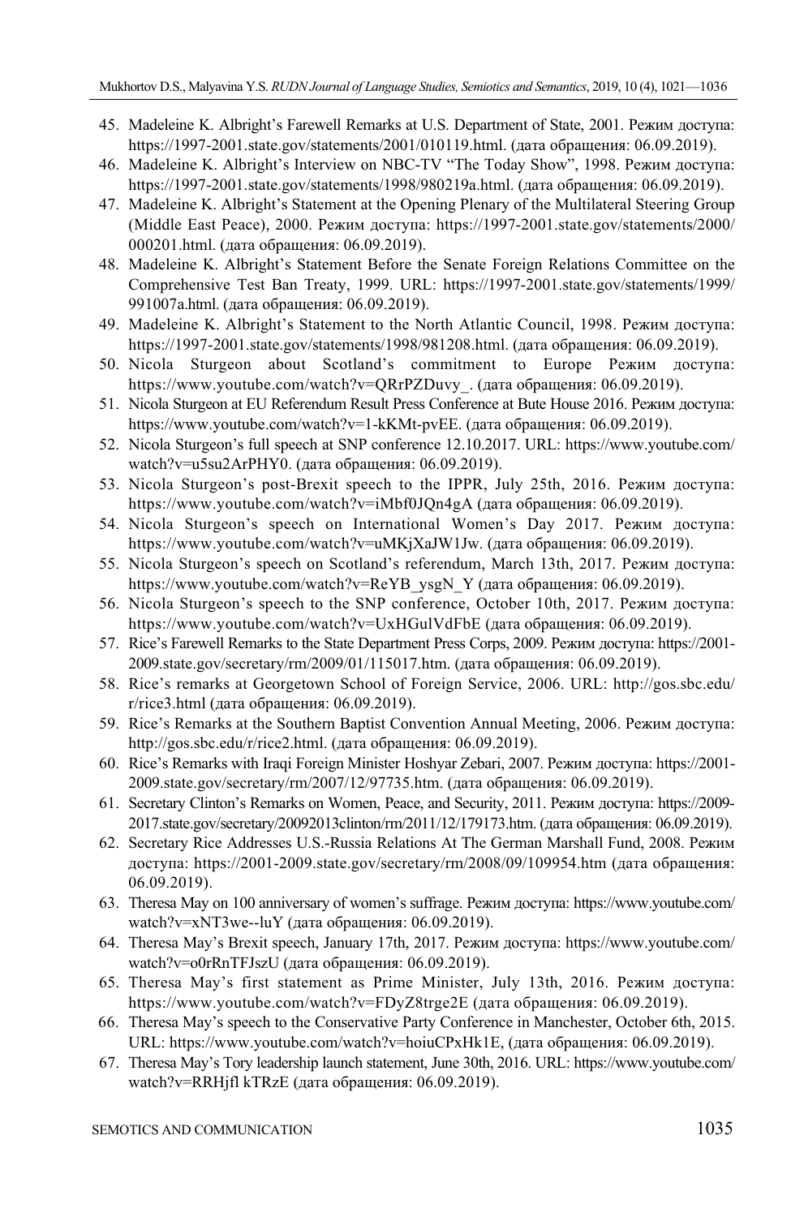45. Madeleine K. Albright's Farewell Remarks at U.S. Department of State, 2001. Режим доступа: https://1997-2001.state.gov/statements/2001/010119.html. (дата обращения: 06.09.2019).
46. Madeleine K. Albright's Interview on NBC-TV "The Today Show", 1998. Режим доступа: https://1997-2001.state.gov/statements/1998/980219a.html. (дата обращения: 06.09.2019).
47. Madeleine K. Albright's Statement at the Opening Plenary of the Multilateral Steering Group (Middle East Peace), 2000. Режим доступа: https://1997-2001.state.gov/statements/2000/000201.html. (дата обращения: 06.09.2019).
48. Madeleine K. Albright's Statement Before the Senate Foreign Relations Committee on the Comprehensive Test Ban Treaty, 1999. URL: https://1997-2001.state.gov/statements/1999/991007a.html. (дата обращения: 06.09.2019).
49. Madeleine K. Albright's Statement to the North Atlantic Council, 1998. Режим доступа: https://1997-2001.state.gov/statements/1998/981208.html. (дата обращения: 06.09.2019).
50. Nicola Sturgeon about Scotland's commitment to Europe Режим доступа: https://www.youtube.com/watch?v=QRrPZDuvy_. (дата обращения: 06.09.2019).
51. Nicola Sturgeon at EU Referendum Result Press Conference at Bute House 2016. Режим доступа: https://www.youtube.com/watch?v=1-kKMt-pvEE. (дата обращения: 06.09.2019).
52. Nicola Sturgeon's full speech at SNP conference 12.10.2017. URL: https://www.youtube.com/watch?v=u5su2ArPHY0. (дата обращения: 06.09.2019).
53. Nicola Sturgeon's post-Brexit speech to the IPPR, July 25th, 2016. Режим доступа: https://www.youtube.com/watch?v=iMbf0JQn4gA (дата обращения: 06.09.2019).
54. Nicola Sturgeon's speech on International Women's Day 2017. Режим доступа: https://www.youtube.com/watch?v=uMKjXaJW1Jw. (дата обращения: 06.09.2019).
55. Nicola Sturgeon's speech on Scotland's referendum, March 13th, 2017. Режим доступа: https://www.youtube.com/watch?v=ReYB_ysgN_Y (дата обращения: 06.09.2019).
56. Nicola Sturgeon's speech to the SNP conference, October 10th, 2017. Режим доступа: https://www.youtube.com/watch?v=UxHGulVdFbE (дата обращения: 06.09.2019).
57. Rice's Farewell Remarks to the State Department Press Corps, 2009. Режим доступа: https://2001-2009.state.gov/secretary/rm/2009/01/115017.htm. (дата обращения: 06.09.2019).
58. Rice's remarks at Georgetown School of Foreign Service, 2006. URL: http://gos.sbc.edu/r/rice3.html (дата обращения: 06.09.2019).
59. Rice's Remarks at the Southern Baptist Convention Annual Meeting, 2006. Режим доступа: http://gos.sbc.edu/r/rice2.html. (дата обращения: 06.09.2019).
60. Rice's Remarks with Iraqi Foreign Minister Hoshyar Zebari, 2007. Режим доступа: https://2001-2009.state.gov/secretary/rm/2007/12/97735.htm. (дата обращения: 06.09.2019).
61. Secretary Clinton's Remarks on Women, Peace, and Security, 2011. Режим доступа: https://2009-2017.state.gov/secretary/20092013clinton/rm/2011/12/179173.htm. (дата обращения: 06.09.2019).
62. Secretary Rice Addresses U.S.-Russia Relations At The German Marshall Fund, 2008. Режим доступа: https://2001-2009.state.gov/secretary/rm/2008/09/109954.htm (дата обращения: 06.09.2019).
63. Theresa May on 100 anniversary of women's suffrage. Режим доступа: https://www.youtube.com/watch?v=xNT3we--luY (дата обращения: 06.09.2019).
64. Theresa May's Brexit speech, January 17th, 2017. Режим доступа: https://www.youtube.com/watch?v=o0rRnTFJszU (дата обращения: 06.09.2019).
65. Theresa May's first statement as Prime Minister, July 13th, 2016. Режим доступа: https://www.youtube.com/watch?v=FDyZ8trge2E (дата обращения: 06.09.2019).
66. Theresa May's speech to the Conservative Party Conference in Manchester, October 6th, 2015. URL: https://www.youtube.com/watch?v=hoiuCPxHk1E, (дата обращения: 06.09.2019).
67. Theresa May's Tory leadership launch statement, June 30th, 2016. URL: https://www.youtube.com/watch?v=RRHjfl kTRzE (дата обращения: 06.09.2019).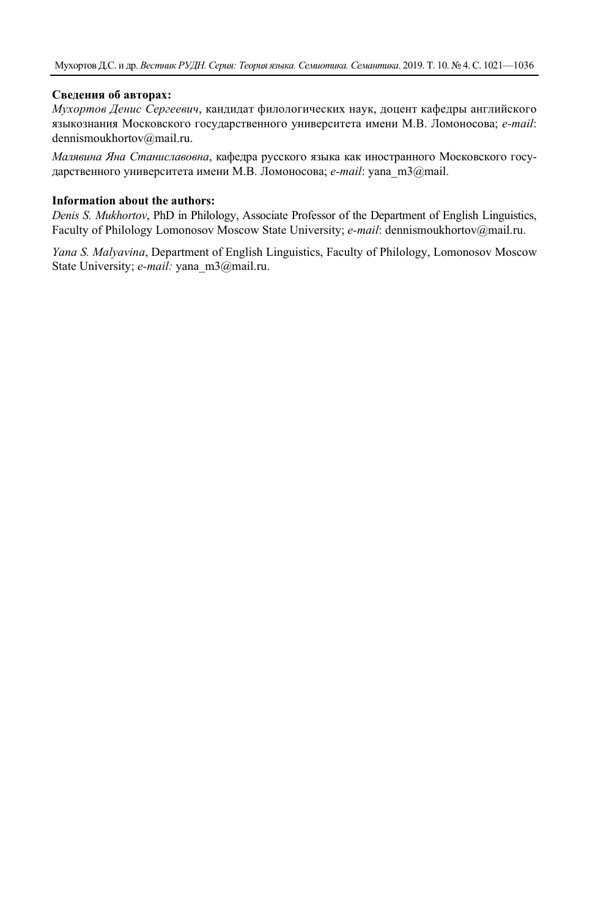**Сведения об авторах:**

*Мухортов Денис Сергеевич*, кандидат филологических наук, доцент кафедры английского языкознания Московского государственного университета имени М.В. Ломоносова; *e-mail*: dennismoukhortov@mail.ru.

*Малявина Яна Станиславовна*, кафедра русского языка как иностранного Московского государственного университета имени М.В. Ломоносова; *e-mail*: yana_m3@mail.

**Information about the authors:**

*Denis S. Mukhortov*, PhD in Philology, Associate Professor of the Department of English Linguistics, Faculty of Philology Lomonosov Moscow State University; *e-mail*: dennismoukhortov@mail.ru.

*Yana S. Malyavina*, Department of English Linguistics, Faculty of Philology, Lomonosov Moscow State University; *e-mail:* yana_m3@mail.ru.